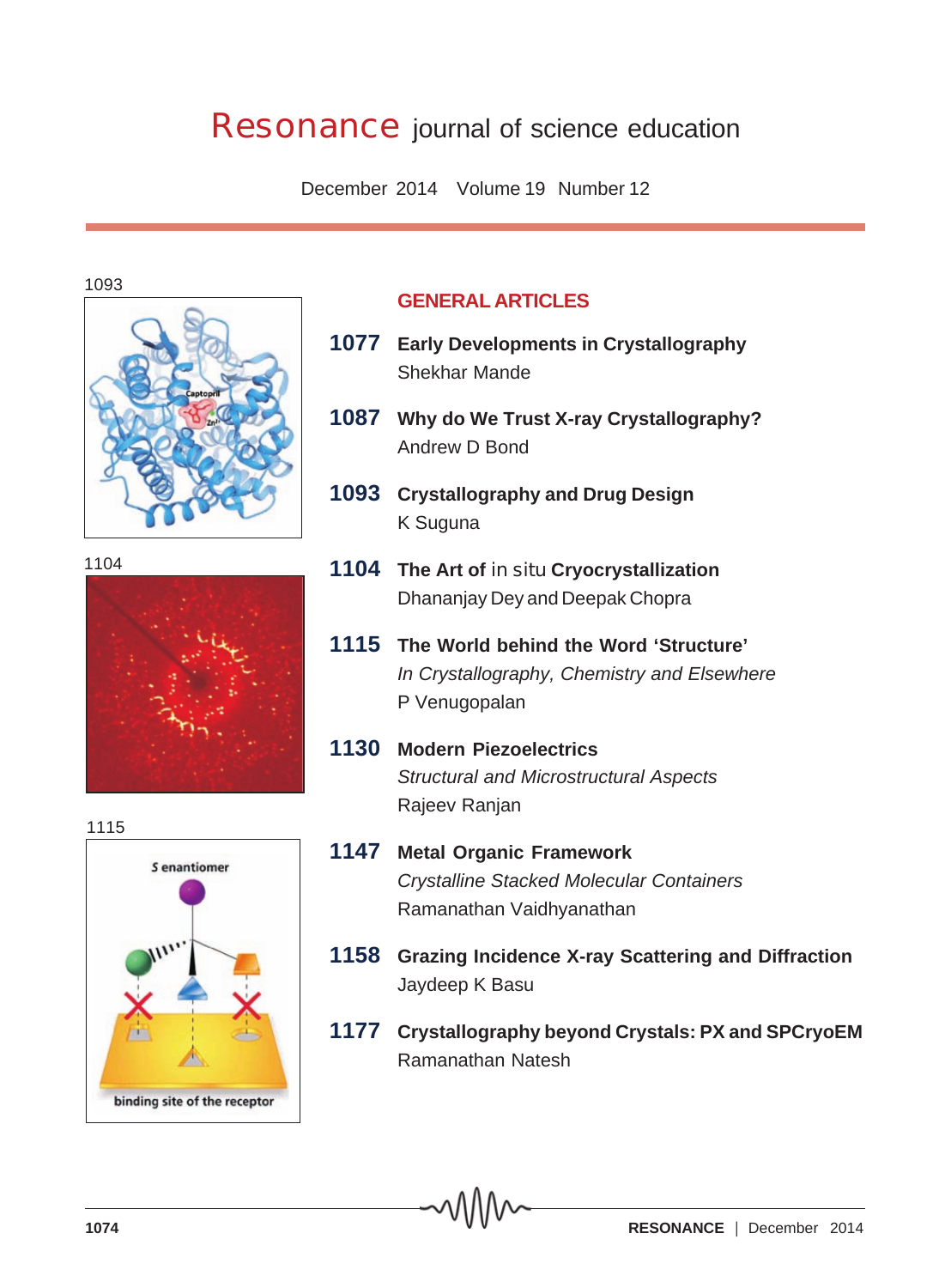# Resonance journal of science education

December 2014 Volume 19 Number 12

1093

1104

1115

## GENERAL ARTICLES

**1077** **Early Developments in Crystallography**
Shekhar Mande

**1087** **Why do We Trust X-ray Crystallography?**
Andrew D Bond

**1093** **Crystallography and Drug Design**
K Suguna

**1104** **The Art of** in situ **Cryocrystallization**
Dhananjay Dey and Deepak Chopra

**1115** **The World behind the Word 'Structure'**
*In Crystallography, Chemistry and Elsewhere*
P Venugopalan

**1130** **Modern Piezoelectrics**
*Structural and Microstructural Aspects*
Rajeev Ranjan

**1147** **Metal Organic Framework**
*Crystalline Stacked Molecular Containers*
Ramanathan Vaidhyanathan

**1158** **Grazing Incidence X-ray Scattering and Diffraction**
Jaydeep K Basu

**1177** **Crystallography beyond Crystals: PX and SPCryoEM**
Ramanathan Natesh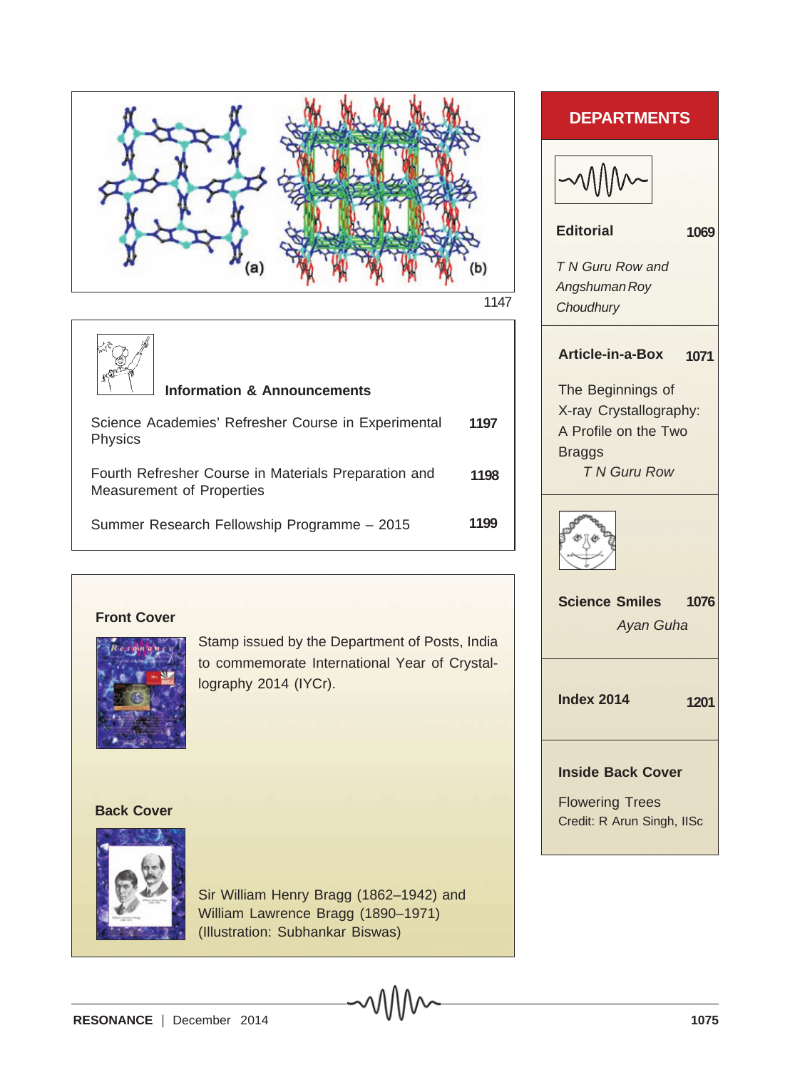(a)

(b)

1147

## Information & Announcements

| | |
|---|---|
| Science Academies' Refresher Course in Experimental Physics | 1197 |
| Fourth Refresher Course in Materials Preparation and Measurement of Properties | 1198 |
| Summer Research Fellowship Programme – 2015 | 1199 |

**Front Cover**

Stamp issued by the Department of Posts, India to commemorate International Year of Crystallography 2014 (IYCr).

**Back Cover**

Sir William Henry Bragg (1862–1942) and William Lawrence Bragg (1890–1971) (Illustration: Subhankar Biswas)

## DEPARTMENTS

**Editorial** 1069

*T N Guru Row and Angshuman Roy Choudhury*

**Article-in-a-Box** 1071

The Beginnings of X-ray Crystallography: A Profile on the Two Braggs

*T N Guru Row*

**Science Smiles** 1076

*Ayan Guha*

**Index 2014** 1201

**Inside Back Cover**

Flowering Trees

Credit: R Arun Singh, IISc